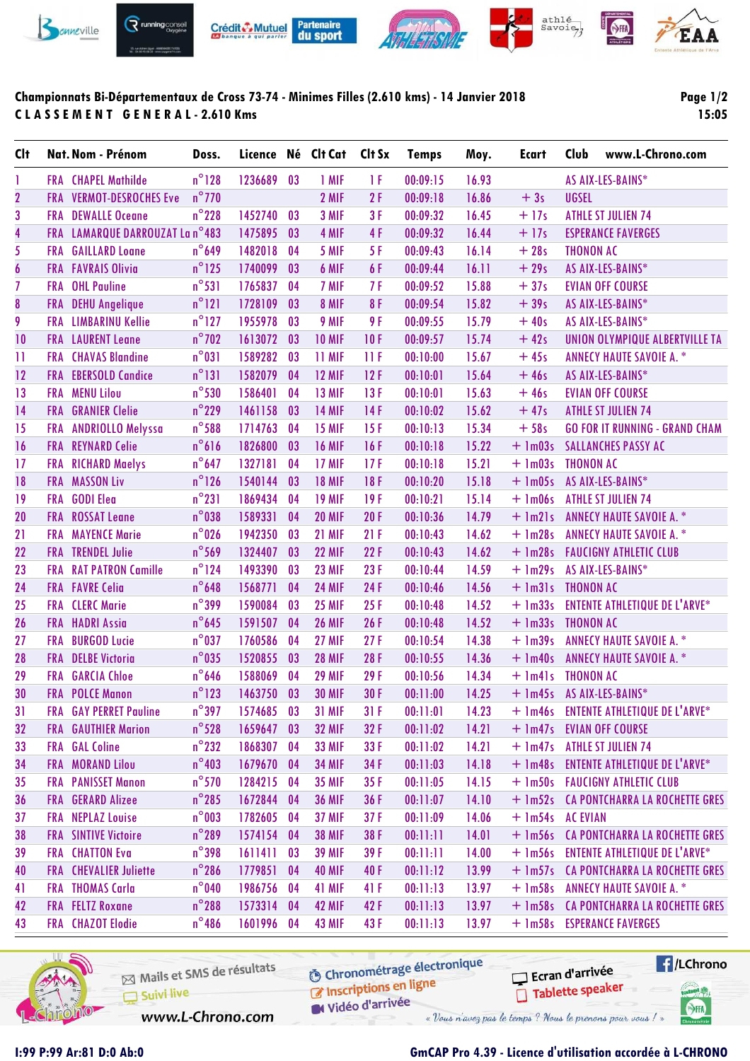**Championnats Bi-Départementaux de Cross 73-74 - Minimes Filles (2.610 kms) - 14 Janvier 2018**

**C L A S S E M E N T   G E N E R A L - 2.610 Kms**

15:05

| Clt | Nat. | Nom - Prénom | Doss. | Licence | Né | Clt Cat | Clt Sx | Temps | Moy. | Ecart | Club |
|---|---|---|---|---|---|---|---|---|---|---|---|
| 1 | FRA | CHAPEL Mathilde | n°128 | 1236689 | 03 | 1 MIF | 1 F | 00:09:15 | 16.93 | | AS AIX-LES-BAINS* |
| 2 | FRA | VERMOT-DESROCHES Eve | n°770 | | | 2 MIF | 2 F | 00:09:18 | 16.86 | + 3s | UGSEL |
| 3 | FRA | DEWALLE Oceane | n°228 | 1452740 | 03 | 3 MIF | 3 F | 00:09:32 | 16.45 | + 17s | ATHLE ST JULIEN 74 |
| 4 | FRA | LAMARQUE DARROUZAT La | n°483 | 1475895 | 03 | 4 MIF | 4 F | 00:09:32 | 16.44 | + 17s | ESPERANCE FAVERGES |
| 5 | FRA | GAILLARD Loane | n°649 | 1482018 | 04 | 5 MIF | 5 F | 00:09:43 | 16.14 | + 28s | THONON AC |
| 6 | FRA | FAVRAIS Olivia | n°125 | 1740099 | 03 | 6 MIF | 6 F | 00:09:44 | 16.11 | + 29s | AS AIX-LES-BAINS* |
| 7 | FRA | OHL Pauline | n°531 | 1765837 | 04 | 7 MIF | 7 F | 00:09:52 | 15.88 | + 37s | EVIAN OFF COURSE |
| 8 | FRA | DEHU Angelique | n°121 | 1728109 | 03 | 8 MIF | 8 F | 00:09:54 | 15.82 | + 39s | AS AIX-LES-BAINS* |
| 9 | FRA | LIMBARINU Kellie | n°127 | 1955978 | 03 | 9 MIF | 9 F | 00:09:55 | 15.79 | + 40s | AS AIX-LES-BAINS* |
| 10 | FRA | LAURENT Leane | n°702 | 1613072 | 03 | 10 MIF | 10 F | 00:09:57 | 15.74 | + 42s | UNION OLYMPIQUE ALBERTVILLE TA |
| 11 | FRA | CHAVAS Blandine | n°031 | 1589282 | 03 | 11 MIF | 11 F | 00:10:00 | 15.67 | + 45s | ANNECY HAUTE SAVOIE A. * |
| 12 | FRA | EBERSOLD Candice | n°131 | 1582079 | 04 | 12 MIF | 12 F | 00:10:01 | 15.64 | + 46s | AS AIX-LES-BAINS* |
| 13 | FRA | MENU Lilou | n°530 | 1586401 | 04 | 13 MIF | 13 F | 00:10:01 | 15.63 | + 46s | EVIAN OFF COURSE |
| 14 | FRA | GRANIER Clelie | n°229 | 1461158 | 03 | 14 MIF | 14 F | 00:10:02 | 15.62 | + 47s | ATHLE ST JULIEN 74 |
| 15 | FRA | ANDRIOLLO Melyssa | n°588 | 1714763 | 04 | 15 MIF | 15 F | 00:10:13 | 15.34 | + 58s | GO FOR IT RUNNING - GRAND CHAM |
| 16 | FRA | REYNARD Celie | n°616 | 1826800 | 03 | 16 MIF | 16 F | 00:10:18 | 15.22 | + 1m03s | SALLANCHES PASSY AC |
| 17 | FRA | RICHARD Maelys | n°647 | 1327181 | 04 | 17 MIF | 17 F | 00:10:18 | 15.21 | + 1m03s | THONON AC |
| 18 | FRA | MASSON Liv | n°126 | 1540144 | 03 | 18 MIF | 18 F | 00:10:20 | 15.18 | + 1m05s | AS AIX-LES-BAINS* |
| 19 | FRA | GODI Elea | n°231 | 1869434 | 04 | 19 MIF | 19 F | 00:10:21 | 15.14 | + 1m06s | ATHLE ST JULIEN 74 |
| 20 | FRA | ROSSAT Leane | n°038 | 1589331 | 04 | 20 MIF | 20 F | 00:10:36 | 14.79 | + 1m21s | ANNECY HAUTE SAVOIE A. * |
| 21 | FRA | MAYENCE Marie | n°026 | 1942350 | 03 | 21 MIF | 21 F | 00:10:43 | 14.62 | + 1m28s | ANNECY HAUTE SAVOIE A. * |
| 22 | FRA | TRENDEL Julie | n°569 | 1324407 | 03 | 22 MIF | 22 F | 00:10:43 | 14.62 | + 1m28s | FAUCIGNY ATHLETIC CLUB |
| 23 | FRA | RAT PATRON Camille | n°124 | 1493390 | 03 | 23 MIF | 23 F | 00:10:44 | 14.59 | + 1m29s | AS AIX-LES-BAINS* |
| 24 | FRA | FAVRE Celia | n°648 | 1568771 | 04 | 24 MIF | 24 F | 00:10:46 | 14.56 | + 1m31s | THONON AC |
| 25 | FRA | CLERC Marie | n°399 | 1590084 | 03 | 25 MIF | 25 F | 00:10:48 | 14.52 | + 1m33s | ENTENTE ATHLETIQUE DE L'ARVE* |
| 26 | FRA | HADRI Assia | n°645 | 1591507 | 04 | 26 MIF | 26 F | 00:10:48 | 14.52 | + 1m33s | THONON AC |
| 27 | FRA | BURGOD Lucie | n°037 | 1760586 | 04 | 27 MIF | 27 F | 00:10:54 | 14.38 | + 1m39s | ANNECY HAUTE SAVOIE A. * |
| 28 | FRA | DELBE Victoria | n°035 | 1520855 | 03 | 28 MIF | 28 F | 00:10:55 | 14.36 | + 1m40s | ANNECY HAUTE SAVOIE A. * |
| 29 | FRA | GARCIA Chloe | n°646 | 1588069 | 04 | 29 MIF | 29 F | 00:10:56 | 14.34 | + 1m41s | THONON AC |
| 30 | FRA | POLCE Manon | n°123 | 1463750 | 03 | 30 MIF | 30 F | 00:11:00 | 14.25 | + 1m45s | AS AIX-LES-BAINS* |
| 31 | FRA | GAY PERRET Pauline | n°397 | 1574685 | 03 | 31 MIF | 31 F | 00:11:01 | 14.23 | + 1m46s | ENTENTE ATHLETIQUE DE L'ARVE* |
| 32 | FRA | GAUTHIER Marion | n°528 | 1659647 | 03 | 32 MIF | 32 F | 00:11:02 | 14.21 | + 1m47s | EVIAN OFF COURSE |
| 33 | FRA | GAL Coline | n°232 | 1868307 | 04 | 33 MIF | 33 F | 00:11:02 | 14.21 | + 1m47s | ATHLE ST JULIEN 74 |
| 34 | FRA | MORAND Lilou | n°403 | 1679670 | 04 | 34 MIF | 34 F | 00:11:03 | 14.18 | + 1m48s | ENTENTE ATHLETIQUE DE L'ARVE* |
| 35 | FRA | PANISSET Manon | n°570 | 1284215 | 04 | 35 MIF | 35 F | 00:11:05 | 14.15 | + 1m50s | FAUCIGNY ATHLETIC CLUB |
| 36 | FRA | GERARD Alizee | n°285 | 1672844 | 04 | 36 MIF | 36 F | 00:11:07 | 14.10 | + 1m52s | CA PONTCHARRA LA ROCHETTE GRES |
| 37 | FRA | NEPLAZ Louise | n°003 | 1782605 | 04 | 37 MIF | 37 F | 00:11:09 | 14.06 | + 1m54s | AC EVIAN |
| 38 | FRA | SINTIVE Victoire | n°289 | 1574154 | 04 | 38 MIF | 38 F | 00:11:11 | 14.01 | + 1m56s | CA PONTCHARRA LA ROCHETTE GRES |
| 39 | FRA | CHATTON Eva | n°398 | 1611411 | 03 | 39 MIF | 39 F | 00:11:11 | 14.00 | + 1m56s | ENTENTE ATHLETIQUE DE L'ARVE* |
| 40 | FRA | CHEVALIER Juliette | n°286 | 1779851 | 04 | 40 MIF | 40 F | 00:11:12 | 13.99 | + 1m57s | CA PONTCHARRA LA ROCHETTE GRES |
| 41 | FRA | THOMAS Carla | n°040 | 1986756 | 04 | 41 MIF | 41 F | 00:11:13 | 13.97 | + 1m58s | ANNECY HAUTE SAVOIE A. * |
| 42 | FRA | FELTZ Roxane | n°288 | 1573314 | 04 | 42 MIF | 42 F | 00:11:13 | 13.97 | + 1m58s | CA PONTCHARRA LA ROCHETTE GRES |
| 43 | FRA | CHAZOT Elodie | n°486 | 1601996 | 04 | 43 MIF | 43 F | 00:11:13 | 13.97 | + 1m58s | ESPERANCE FAVERGES |

I:99 P:99 Ar:81 D:0 Ab:0

GmCAP Pro 4.39 - Licence d'utilisation accordée à L-CHRONO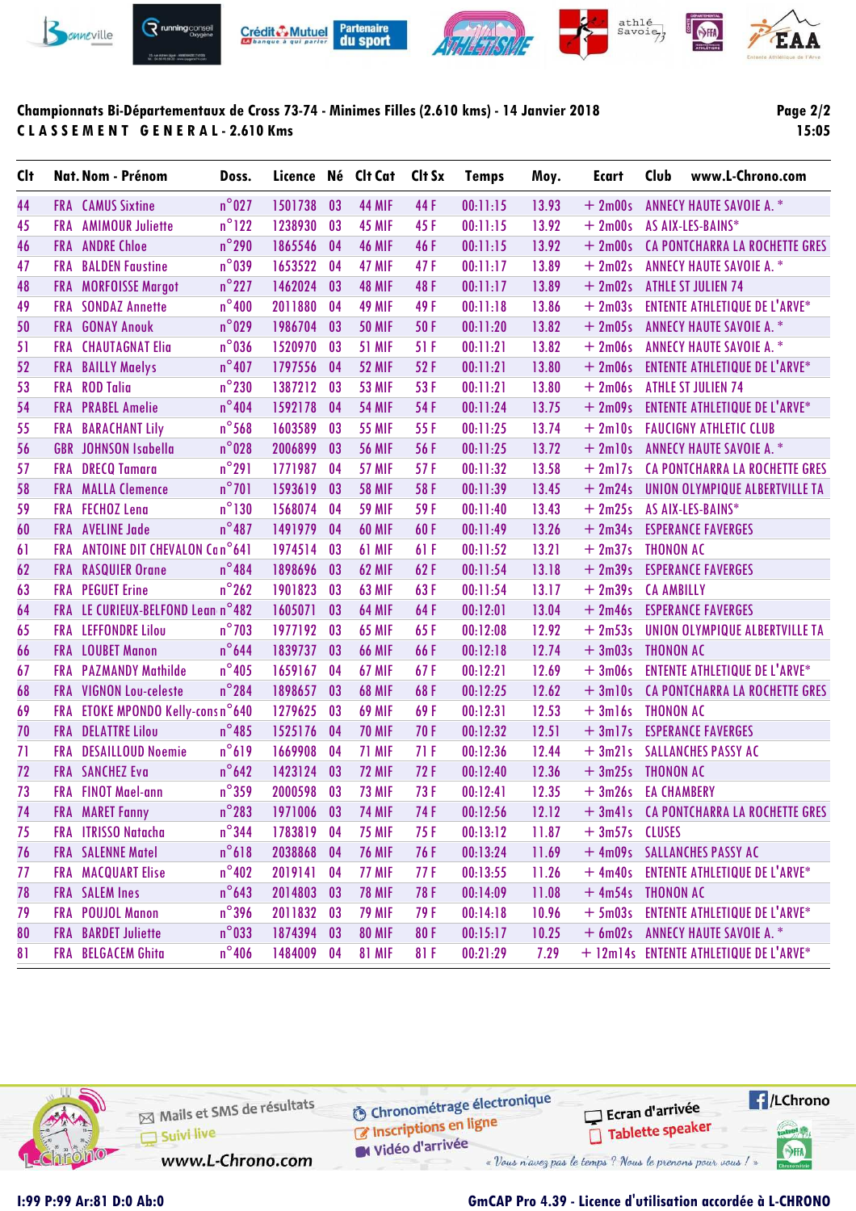## Championnats Bi-Départementaux de Cross 73-74 - Minimes Filles (2.610 kms) - 14 Janvier 2018

**CLASSEMENT GENERAL - 2.610 Kms**

15:05

| Clt | Nat. | Nom - Prénom | Doss. | Licence | Né | Clt Cat | Clt Sx | Temps | Moy. | Ecart | Club |
|---|---|---|---|---|---|---|---|---|---|---|---|
| 44 | FRA | CAMUS Sixtine | n°027 | 1501738 | 03 | 44 MIF | 44 F | 00:11:15 | 13.93 | + 2m00s | ANNECY HAUTE SAVOIE A. * |
| 45 | FRA | AMIMOUR Juliette | n°122 | 1238930 | 03 | 45 MIF | 45 F | 00:11:15 | 13.92 | + 2m00s | AS AIX-LES-BAINS* |
| 46 | FRA | ANDRE Chloe | n°290 | 1865546 | 04 | 46 MIF | 46 F | 00:11:15 | 13.92 | + 2m00s | CA PONTCHARRA LA ROCHETTE GRES |
| 47 | FRA | BALDEN Faustine | n°039 | 1653522 | 04 | 47 MIF | 47 F | 00:11:17 | 13.89 | + 2m02s | ANNECY HAUTE SAVOIE A. * |
| 48 | FRA | MORFOISSE Margot | n°227 | 1462024 | 03 | 48 MIF | 48 F | 00:11:17 | 13.89 | + 2m02s | ATHLE ST JULIEN 74 |
| 49 | FRA | SONDAZ Annette | n°400 | 2011880 | 04 | 49 MIF | 49 F | 00:11:18 | 13.86 | + 2m03s | ENTENTE ATHLETIQUE DE L'ARVE* |
| 50 | FRA | GONAY Anouk | n°029 | 1986704 | 03 | 50 MIF | 50 F | 00:11:20 | 13.82 | + 2m05s | ANNECY HAUTE SAVOIE A. * |
| 51 | FRA | CHAUTAGNAT Elia | n°036 | 1520970 | 03 | 51 MIF | 51 F | 00:11:21 | 13.82 | + 2m06s | ANNECY HAUTE SAVOIE A. * |
| 52 | FRA | BAILLY Maelys | n°407 | 1797556 | 04 | 52 MIF | 52 F | 00:11:21 | 13.80 | + 2m06s | ENTENTE ATHLETIQUE DE L'ARVE* |
| 53 | FRA | ROD Talia | n°230 | 1387212 | 03 | 53 MIF | 53 F | 00:11:21 | 13.80 | + 2m06s | ATHLE ST JULIEN 74 |
| 54 | FRA | PRABEL Amelie | n°404 | 1592178 | 04 | 54 MIF | 54 F | 00:11:24 | 13.75 | + 2m09s | ENTENTE ATHLETIQUE DE L'ARVE* |
| 55 | FRA | BARACHANT Lily | n°568 | 1603589 | 03 | 55 MIF | 55 F | 00:11:25 | 13.74 | + 2m10s | FAUCIGNY ATHLETIC CLUB |
| 56 | GBR | JOHNSON Isabella | n°028 | 2006899 | 03 | 56 MIF | 56 F | 00:11:25 | 13.72 | + 2m10s | ANNECY HAUTE SAVOIE A. * |
| 57 | FRA | DRECQ Tamara | n°291 | 1771987 | 04 | 57 MIF | 57 F | 00:11:32 | 13.58 | + 2m17s | CA PONTCHARRA LA ROCHETTE GRES |
| 58 | FRA | MALLA Clemence | n°701 | 1593619 | 03 | 58 MIF | 58 F | 00:11:39 | 13.45 | + 2m24s | UNION OLYMPIQUE ALBERTVILLE TA |
| 59 | FRA | FECHOZ Lena | n°130 | 1568074 | 04 | 59 MIF | 59 F | 00:11:40 | 13.43 | + 2m25s | AS AIX-LES-BAINS* |
| 60 | FRA | AVELINE Jade | n°487 | 1491979 | 04 | 60 MIF | 60 F | 00:11:49 | 13.26 | + 2m34s | ESPERANCE FAVERGES |
| 61 | FRA | ANTOINE DIT CHEVALON Can | n°641 | 1974514 | 03 | 61 MIF | 61 F | 00:11:52 | 13.21 | + 2m37s | THONON AC |
| 62 | FRA | RASQUIER Orane | n°484 | 1898696 | 03 | 62 MIF | 62 F | 00:11:54 | 13.18 | + 2m39s | ESPERANCE FAVERGES |
| 63 | FRA | PEGUET Erine | n°262 | 1901823 | 03 | 63 MIF | 63 F | 00:11:54 | 13.17 | + 2m39s | CA AMBILLY |
| 64 | FRA | LE CURIEUX-BELFOND Lean | n°482 | 1605071 | 03 | 64 MIF | 64 F | 00:12:01 | 13.04 | + 2m46s | ESPERANCE FAVERGES |
| 65 | FRA | LEFFONDRE Lilou | n°703 | 1977192 | 03 | 65 MIF | 65 F | 00:12:08 | 12.92 | + 2m53s | UNION OLYMPIQUE ALBERTVILLE TA |
| 66 | FRA | LOUBET Manon | n°644 | 1839737 | 03 | 66 MIF | 66 F | 00:12:18 | 12.74 | + 3m03s | THONON AC |
| 67 | FRA | PAZMANDY Mathilde | n°405 | 1659167 | 04 | 67 MIF | 67 F | 00:12:21 | 12.69 | + 3m06s | ENTENTE ATHLETIQUE DE L'ARVE* |
| 68 | FRA | VIGNON Lou-celeste | n°284 | 1898657 | 03 | 68 MIF | 68 F | 00:12:25 | 12.62 | + 3m10s | CA PONTCHARRA LA ROCHETTE GRES |
| 69 | FRA | ETOKE MPONDO Kelly-cons | n°640 | 1279625 | 03 | 69 MIF | 69 F | 00:12:31 | 12.53 | + 3m16s | THONON AC |
| 70 | FRA | DELATTRE Lilou | n°485 | 1525176 | 04 | 70 MIF | 70 F | 00:12:32 | 12.51 | + 3m17s | ESPERANCE FAVERGES |
| 71 | FRA | DESAILLOUD Noemie | n°619 | 1669908 | 04 | 71 MIF | 71 F | 00:12:36 | 12.44 | + 3m21s | SALLANCHES PASSY AC |
| 72 | FRA | SANCHEZ Eva | n°642 | 1423124 | 03 | 72 MIF | 72 F | 00:12:40 | 12.36 | + 3m25s | THONON AC |
| 73 | FRA | FINOT Mael-ann | n°359 | 2000598 | 03 | 73 MIF | 73 F | 00:12:41 | 12.35 | + 3m26s | EA CHAMBERY |
| 74 | FRA | MARET Fanny | n°283 | 1971006 | 03 | 74 MIF | 74 F | 00:12:56 | 12.12 | + 3m41s | CA PONTCHARRA LA ROCHETTE GRES |
| 75 | FRA | ITRISSO Natacha | n°344 | 1783819 | 04 | 75 MIF | 75 F | 00:13:12 | 11.87 | + 3m57s | CLUSES |
| 76 | FRA | SALENNE Matel | n°618 | 2038868 | 04 | 76 MIF | 76 F | 00:13:24 | 11.69 | + 4m09s | SALLANCHES PASSY AC |
| 77 | FRA | MACQUART Elise | n°402 | 2019141 | 04 | 77 MIF | 77 F | 00:13:55 | 11.26 | + 4m40s | ENTENTE ATHLETIQUE DE L'ARVE* |
| 78 | FRA | SALEM Ines | n°643 | 2014803 | 03 | 78 MIF | 78 F | 00:14:09 | 11.08 | + 4m54s | THONON AC |
| 79 | FRA | POUJOL Manon | n°396 | 2011832 | 03 | 79 MIF | 79 F | 00:14:18 | 10.96 | + 5m03s | ENTENTE ATHLETIQUE DE L'ARVE* |
| 80 | FRA | BARDET Juliette | n°033 | 1874394 | 03 | 80 MIF | 80 F | 00:15:17 | 10.25 | + 6m02s | ANNECY HAUTE SAVOIE A. * |
| 81 | FRA | BELGACEM Ghita | n°406 | 1484009 | 04 | 81 MIF | 81 F | 00:21:29 | 7.29 | + 12m14s | ENTENTE ATHLETIQUE DE L'ARVE* |

I:99 P:99 Ar:81 D:0 Ab:0

GmCAP Pro 4.39 - Licence d'utilisation accordée à L-CHRONO